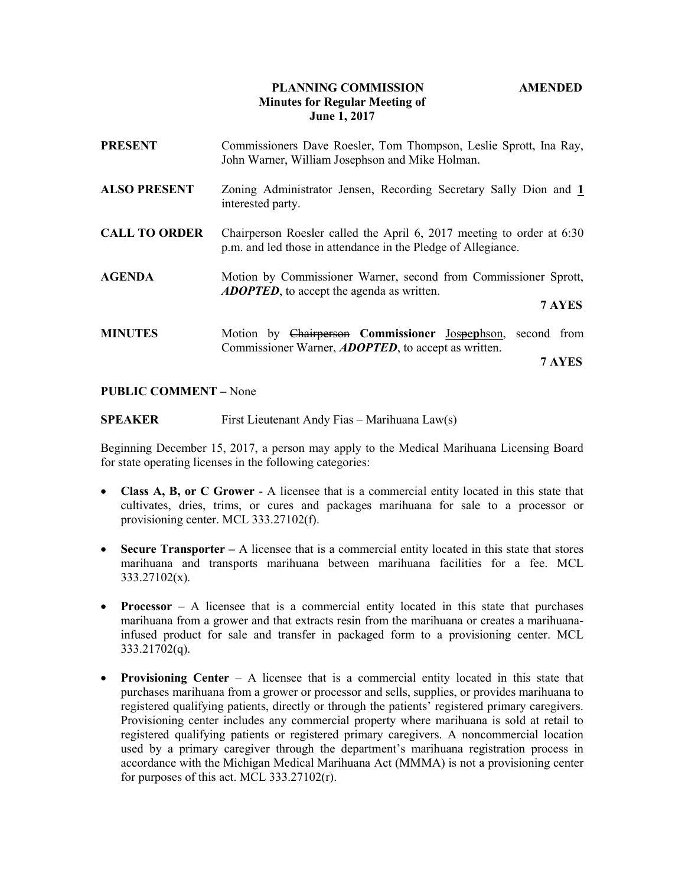**PLANNING COMMISSION** **AMENDED**
**Minutes for Regular Meeting of**
**June 1, 2017**

| | |
|---|---|
| **PRESENT** | Commissioners Dave Roesler, Tom Thompson, Leslie Sprott, Ina Ray, John Warner, William Josephson and Mike Holman. |
| **ALSO PRESENT** | Zoning Administrator Jensen, Recording Secretary Sally Dion and **1** interested party. |
| **CALL TO ORDER** | Chairperson Roesler called the April 6, 2017 meeting to order at 6:30 p.m. and led those in attendance in the Pledge of Allegiance. |
| **AGENDA** | Motion by Commissioner Warner, second from Commissioner Sprott, ***ADOPTED***, to accept the agenda as written. **7 AYES** |
| **MINUTES** | Motion by ~~Chairperson~~ **Commissioner** Jos~~pe~~**p**hson, second from Commissioner Warner, ***ADOPTED***, to accept as written. **7 AYES** |

**PUBLIC COMMENT –** None

**SPEAKER** First Lieutenant Andy Fias – Marihuana Law(s)

Beginning December 15, 2017, a person may apply to the Medical Marihuana Licensing Board for state operating licenses in the following categories:

- **Class A, B, or C Grower** - A licensee that is a commercial entity located in this state that cultivates, dries, trims, or cures and packages marihuana for sale to a processor or provisioning center. MCL 333.27102(f).

- **Secure Transporter –** A licensee that is a commercial entity located in this state that stores marihuana and transports marihuana between marihuana facilities for a fee. MCL 333.27102(x).

- **Processor** – A licensee that is a commercial entity located in this state that purchases marihuana from a grower and that extracts resin from the marihuana or creates a marihuana-infused product for sale and transfer in packaged form to a provisioning center. MCL 333.21702(q).

- **Provisioning Center** – A licensee that is a commercial entity located in this state that purchases marihuana from a grower or processor and sells, supplies, or provides marihuana to registered qualifying patients, directly or through the patients' registered primary caregivers. Provisioning center includes any commercial property where marihuana is sold at retail to registered qualifying patients or registered primary caregivers. A noncommercial location used by a primary caregiver through the department's marihuana registration process in accordance with the Michigan Medical Marihuana Act (MMMA) is not a provisioning center for purposes of this act. MCL 333.27102(r).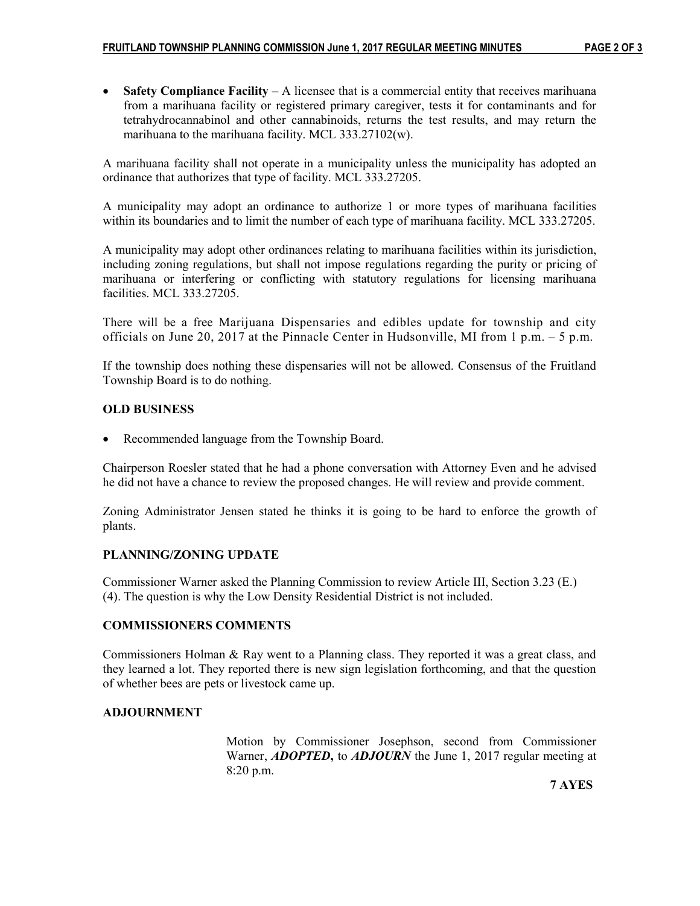- **Safety Compliance Facility** – A licensee that is a commercial entity that receives marihuana from a marihuana facility or registered primary caregiver, tests it for contaminants and for tetrahydrocannabinol and other cannabinoids, returns the test results, and may return the marihuana to the marihuana facility. MCL 333.27102(w).

A marihuana facility shall not operate in a municipality unless the municipality has adopted an ordinance that authorizes that type of facility. MCL 333.27205.

A municipality may adopt an ordinance to authorize 1 or more types of marihuana facilities within its boundaries and to limit the number of each type of marihuana facility. MCL 333.27205.

A municipality may adopt other ordinances relating to marihuana facilities within its jurisdiction, including zoning regulations, but shall not impose regulations regarding the purity or pricing of marihuana or interfering or conflicting with statutory regulations for licensing marihuana facilities. MCL 333.27205.

There will be a free Marijuana Dispensaries and edibles update for township and city officials on June 20, 2017 at the Pinnacle Center in Hudsonville, MI from 1 p.m. – 5 p.m.

If the township does nothing these dispensaries will not be allowed. Consensus of the Fruitland Township Board is to do nothing.

## OLD BUSINESS

- Recommended language from the Township Board.

Chairperson Roesler stated that he had a phone conversation with Attorney Even and he advised he did not have a chance to review the proposed changes. He will review and provide comment.

Zoning Administrator Jensen stated he thinks it is going to be hard to enforce the growth of plants.

## PLANNING/ZONING UPDATE

Commissioner Warner asked the Planning Commission to review Article III, Section 3.23 (E.) (4). The question is why the Low Density Residential District is not included.

## COMMISSIONERS COMMENTS

Commissioners Holman & Ray went to a Planning class. They reported it was a great class, and they learned a lot. They reported there is new sign legislation forthcoming, and that the question of whether bees are pets or livestock came up.

## ADJOURNMENT

Motion by Commissioner Josephson, second from Commissioner Warner, ***ADOPTED***, to ***ADJOURN*** the June 1, 2017 regular meeting at 8:20 p.m.

**7 AYES**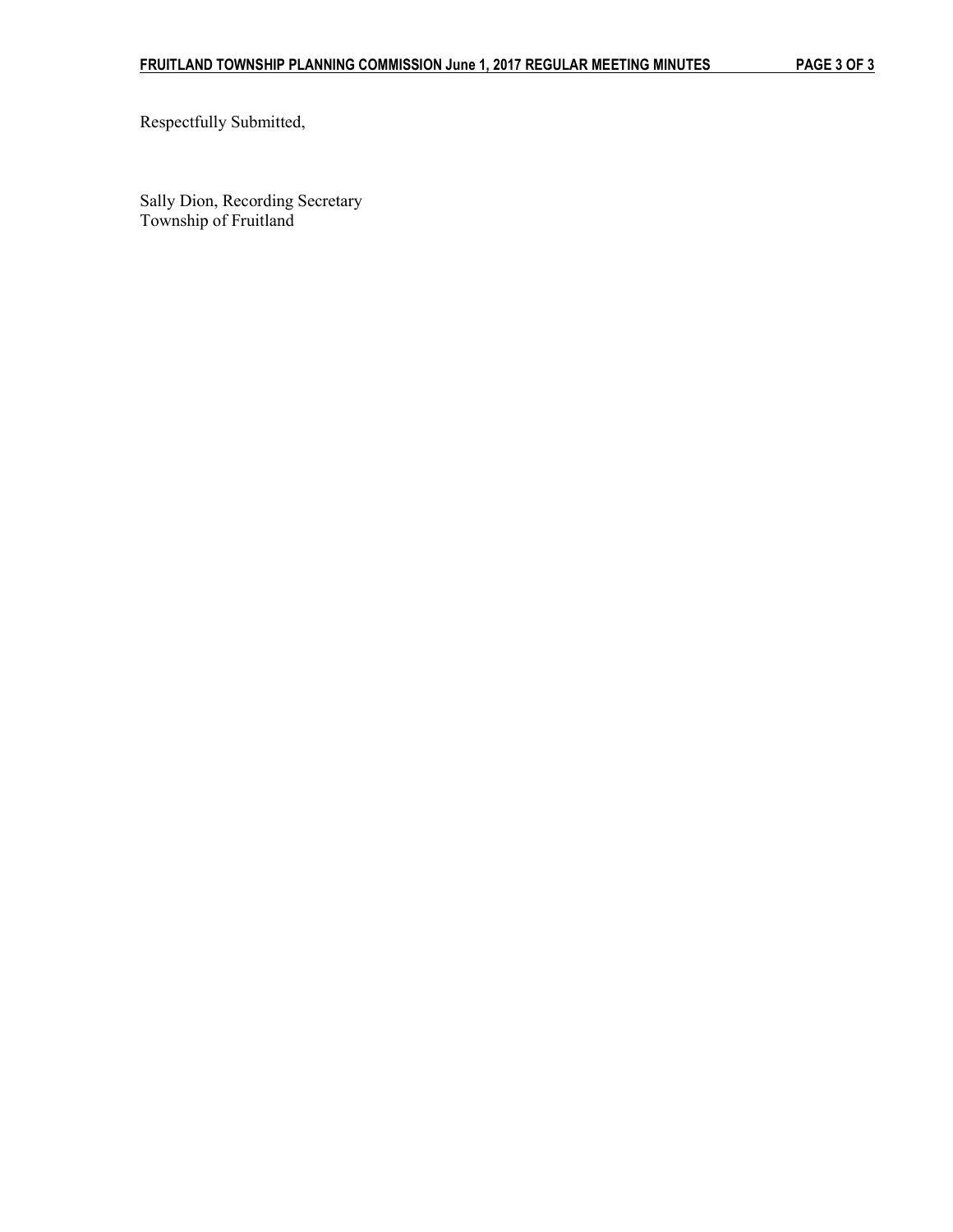Respectfully Submitted,

Sally Dion, Recording Secretary
Township of Fruitland